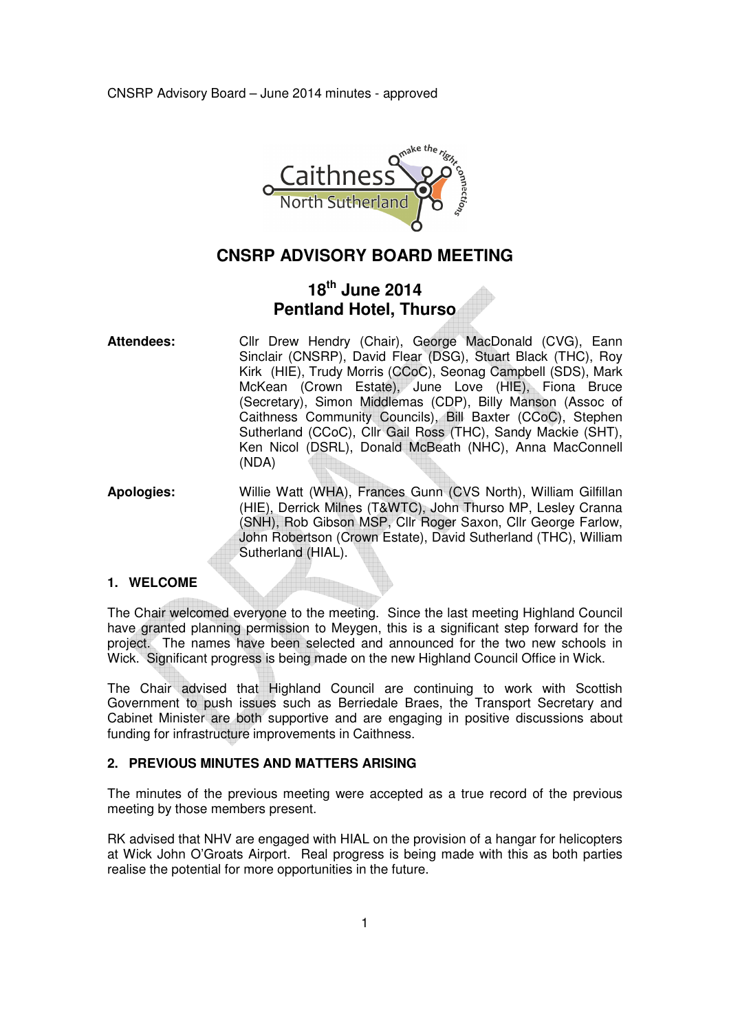CNSRP Advisory Board – June 2014 minutes - approved

# CNSRP ADVISORY BOARD MEETING

## 18th June 2014
## Pentland Hotel, Thurso

**Attendees:** Cllr Drew Hendry (Chair), George MacDonald (CVG), Eann Sinclair (CNSRP), David Flear (DSG), Stuart Black (THC), Roy Kirk (HIE), Trudy Morris (CCoC), Seonag Campbell (SDS), Mark McKean (Crown Estate), June Love (HIE), Fiona Bruce (Secretary), Simon Middlemas (CDP), Billy Manson (Assoc of Caithness Community Councils), Bill Baxter (CCoC), Stephen Sutherland (CCoC), Cllr Gail Ross (THC), Sandy Mackie (SHT), Ken Nicol (DSRL), Donald McBeath (NHC), Anna MacConnell (NDA)

**Apologies:** Willie Watt (WHA), Frances Gunn (CVS North), William Gilfillan (HIE), Derrick Milnes (T&WTC), John Thurso MP, Lesley Cranna (SNH), Rob Gibson MSP, Cllr Roger Saxon, Cllr George Farlow, John Robertson (Crown Estate), David Sutherland (THC), William Sutherland (HIAL).

### 1. WELCOME

The Chair welcomed everyone to the meeting. Since the last meeting Highland Council have granted planning permission to Meygen, this is a significant step forward for the project. The names have been selected and announced for the two new schools in Wick. Significant progress is being made on the new Highland Council Office in Wick.

The Chair advised that Highland Council are continuing to work with Scottish Government to push issues such as Berriedale Braes, the Transport Secretary and Cabinet Minister are both supportive and are engaging in positive discussions about funding for infrastructure improvements in Caithness.

### 2. PREVIOUS MINUTES AND MATTERS ARISING

The minutes of the previous meeting were accepted as a true record of the previous meeting by those members present.

RK advised that NHV are engaged with HIAL on the provision of a hangar for helicopters at Wick John O'Groats Airport. Real progress is being made with this as both parties realise the potential for more opportunities in the future.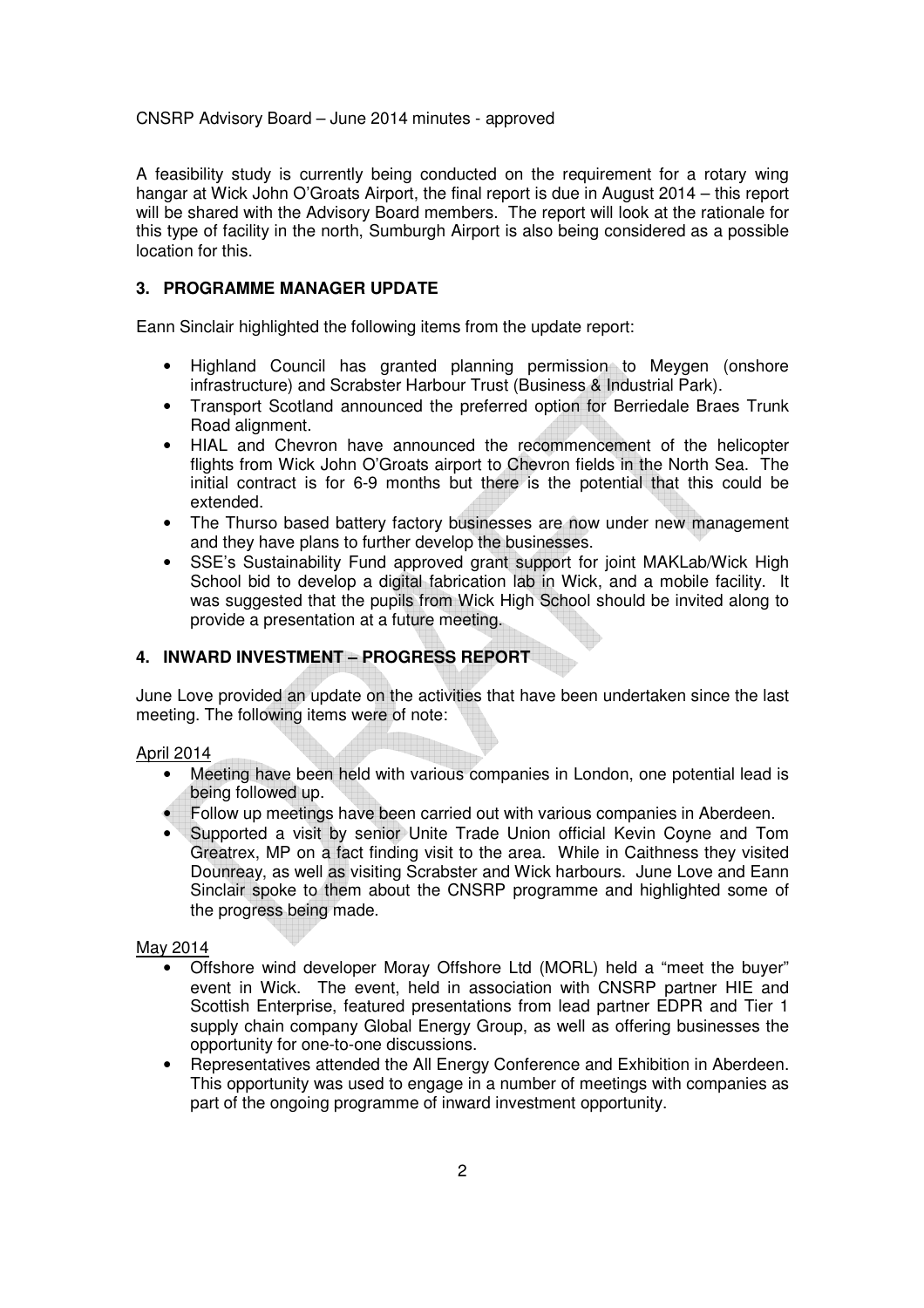A feasibility study is currently being conducted on the requirement for a rotary wing hangar at Wick John O'Groats Airport, the final report is due in August 2014 – this report will be shared with the Advisory Board members. The report will look at the rationale for this type of facility in the north, Sumburgh Airport is also being considered as a possible location for this.

## 3. PROGRAMME MANAGER UPDATE

Eann Sinclair highlighted the following items from the update report:

- Highland Council has granted planning permission to Meygen (onshore infrastructure) and Scrabster Harbour Trust (Business & Industrial Park).
- Transport Scotland announced the preferred option for Berriedale Braes Trunk Road alignment.
- HIAL and Chevron have announced the recommencement of the helicopter flights from Wick John O'Groats airport to Chevron fields in the North Sea. The initial contract is for 6-9 months but there is the potential that this could be extended.
- The Thurso based battery factory businesses are now under new management and they have plans to further develop the businesses.
- SSE's Sustainability Fund approved grant support for joint MAKLab/Wick High School bid to develop a digital fabrication lab in Wick, and a mobile facility. It was suggested that the pupils from Wick High School should be invited along to provide a presentation at a future meeting.

## 4. INWARD INVESTMENT – PROGRESS REPORT

June Love provided an update on the activities that have been undertaken since the last meeting. The following items were of note:

April 2014

- Meeting have been held with various companies in London, one potential lead is being followed up.
- Follow up meetings have been carried out with various companies in Aberdeen.
- Supported a visit by senior Unite Trade Union official Kevin Coyne and Tom Greatrex, MP on a fact finding visit to the area. While in Caithness they visited Dounreay, as well as visiting Scrabster and Wick harbours. June Love and Eann Sinclair spoke to them about the CNSRP programme and highlighted some of the progress being made.

May 2014

- Offshore wind developer Moray Offshore Ltd (MORL) held a "meet the buyer" event in Wick. The event, held in association with CNSRP partner HIE and Scottish Enterprise, featured presentations from lead partner EDPR and Tier 1 supply chain company Global Energy Group, as well as offering businesses the opportunity for one-to-one discussions.
- Representatives attended the All Energy Conference and Exhibition in Aberdeen. This opportunity was used to engage in a number of meetings with companies as part of the ongoing programme of inward investment opportunity.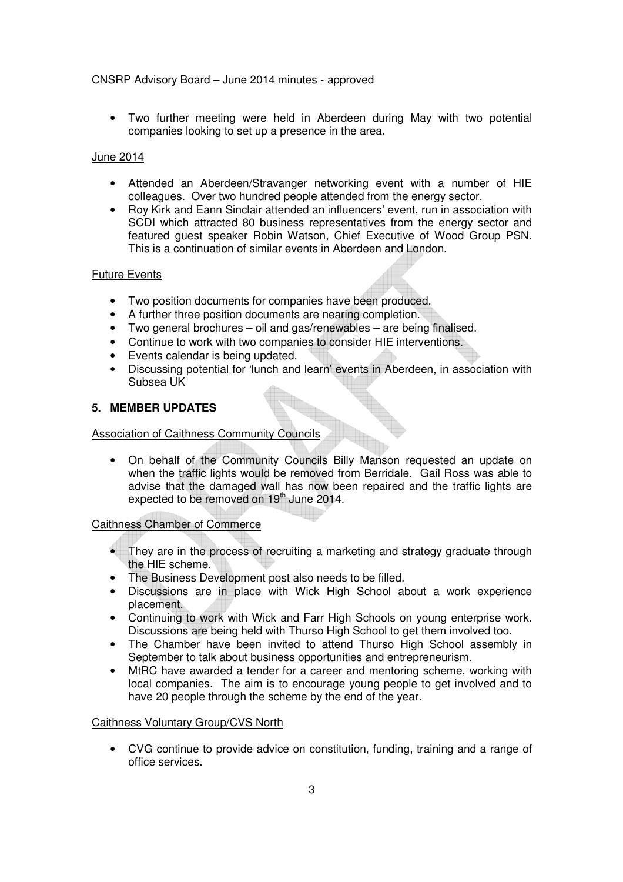- Two further meeting were held in Aberdeen during May with two potential companies looking to set up a presence in the area.

June 2014

- Attended an Aberdeen/Stravanger networking event with a number of HIE colleagues. Over two hundred people attended from the energy sector.
- Roy Kirk and Eann Sinclair attended an influencers' event, run in association with SCDI which attracted 80 business representatives from the energy sector and featured guest speaker Robin Watson, Chief Executive of Wood Group PSN. This is a continuation of similar events in Aberdeen and London.

Future Events

- Two position documents for companies have been produced.
- A further three position documents are nearing completion.
- Two general brochures – oil and gas/renewables – are being finalised.
- Continue to work with two companies to consider HIE interventions.
- Events calendar is being updated.
- Discussing potential for 'lunch and learn' events in Aberdeen, in association with Subsea UK

## 5. MEMBER UPDATES

Association of Caithness Community Councils

- On behalf of the Community Councils Billy Manson requested an update on when the traffic lights would be removed from Berridale. Gail Ross was able to advise that the damaged wall has now been repaired and the traffic lights are expected to be removed on 19th June 2014.

Caithness Chamber of Commerce

- They are in the process of recruiting a marketing and strategy graduate through the HIE scheme.
- The Business Development post also needs to be filled.
- Discussions are in place with Wick High School about a work experience placement.
- Continuing to work with Wick and Farr High Schools on young enterprise work. Discussions are being held with Thurso High School to get them involved too.
- The Chamber have been invited to attend Thurso High School assembly in September to talk about business opportunities and entrepreneurism.
- MtRC have awarded a tender for a career and mentoring scheme, working with local companies. The aim is to encourage young people to get involved and to have 20 people through the scheme by the end of the year.

Caithness Voluntary Group/CVS North

- CVG continue to provide advice on constitution, funding, training and a range of office services.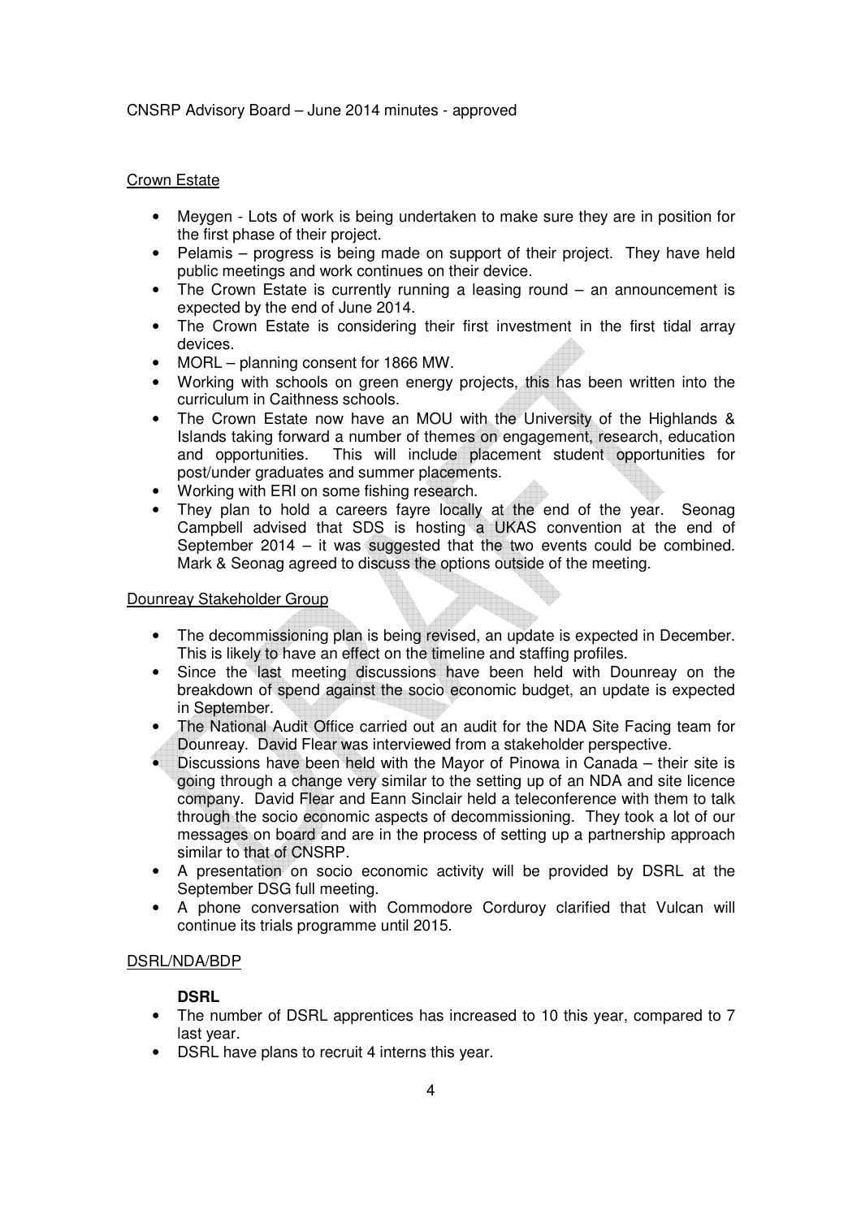## Crown Estate

- Meygen - Lots of work is being undertaken to make sure they are in position for the first phase of their project.
- Pelamis – progress is being made on support of their project. They have held public meetings and work continues on their device.
- The Crown Estate is currently running a leasing round – an announcement is expected by the end of June 2014.
- The Crown Estate is considering their first investment in the first tidal array devices.
- MORL – planning consent for 1866 MW.
- Working with schools on green energy projects, this has been written into the curriculum in Caithness schools.
- The Crown Estate now have an MOU with the University of the Highlands & Islands taking forward a number of themes on engagement, research, education and opportunities. This will include placement student opportunities for post/under graduates and summer placements.
- Working with ERI on some fishing research.
- They plan to hold a careers fayre locally at the end of the year. Seonag Campbell advised that SDS is hosting a UKAS convention at the end of September 2014 – it was suggested that the two events could be combined. Mark & Seonag agreed to discuss the options outside of the meeting.

## Dounreay Stakeholder Group

- The decommissioning plan is being revised, an update is expected in December. This is likely to have an effect on the timeline and staffing profiles.
- Since the last meeting discussions have been held with Dounreay on the breakdown of spend against the socio economic budget, an update is expected in September.
- The National Audit Office carried out an audit for the NDA Site Facing team for Dounreay. David Flear was interviewed from a stakeholder perspective.
- Discussions have been held with the Mayor of Pinowa in Canada – their site is going through a change very similar to the setting up of an NDA and site licence company. David Flear and Eann Sinclair held a teleconference with them to talk through the socio economic aspects of decommissioning. They took a lot of our messages on board and are in the process of setting up a partnership approach similar to that of CNSRP.
- A presentation on socio economic activity will be provided by DSRL at the September DSG full meeting.
- A phone conversation with Commodore Corduroy clarified that Vulcan will continue its trials programme until 2015.

## DSRL/NDA/BDP

**DSRL**

- The number of DSRL apprentices has increased to 10 this year, compared to 7 last year.
- DSRL have plans to recruit 4 interns this year.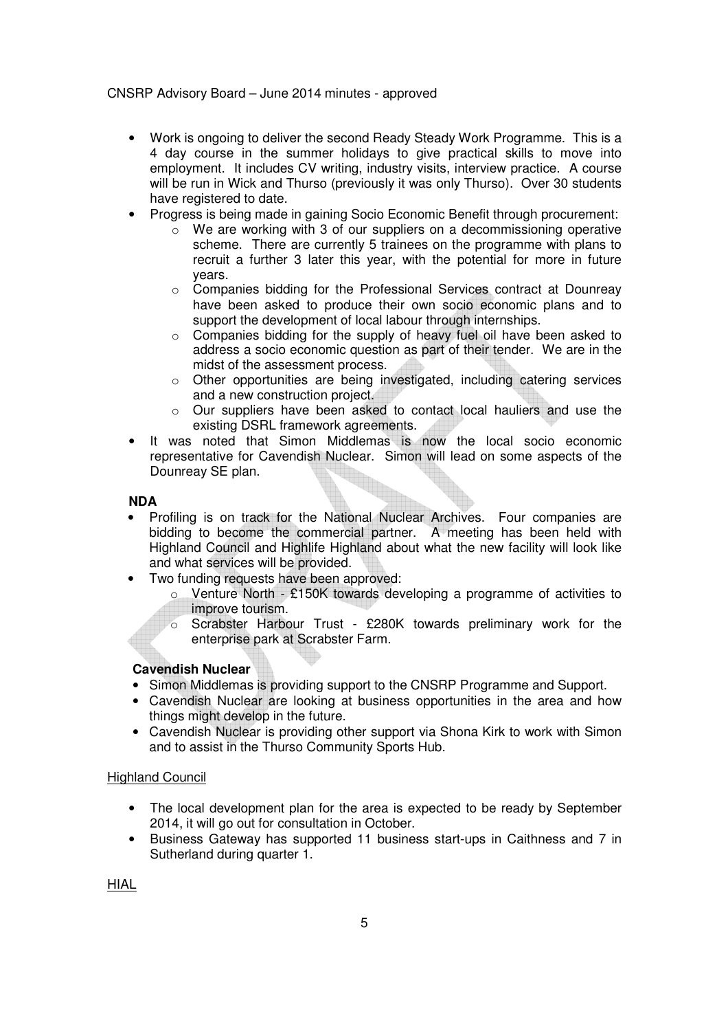- Work is ongoing to deliver the second Ready Steady Work Programme. This is a 4 day course in the summer holidays to give practical skills to move into employment. It includes CV writing, industry visits, interview practice. A course will be run in Wick and Thurso (previously it was only Thurso). Over 30 students have registered to date.
- Progress is being made in gaining Socio Economic Benefit through procurement:
  - We are working with 3 of our suppliers on a decommissioning operative scheme. There are currently 5 trainees on the programme with plans to recruit a further 3 later this year, with the potential for more in future years.
  - Companies bidding for the Professional Services contract at Dounreay have been asked to produce their own socio economic plans and to support the development of local labour through internships.
  - Companies bidding for the supply of heavy fuel oil have been asked to address a socio economic question as part of their tender. We are in the midst of the assessment process.
  - Other opportunities are being investigated, including catering services and a new construction project.
  - Our suppliers have been asked to contact local hauliers and use the existing DSRL framework agreements.
- It was noted that Simon Middlemas is now the local socio economic representative for Cavendish Nuclear. Simon will lead on some aspects of the Dounreay SE plan.

**NDA**

- Profiling is on track for the National Nuclear Archives. Four companies are bidding to become the commercial partner. A meeting has been held with Highland Council and Highlife Highland about what the new facility will look like and what services will be provided.
- Two funding requests have been approved:
  - Venture North - £150K towards developing a programme of activities to improve tourism.
  - Scrabster Harbour Trust - £280K towards preliminary work for the enterprise park at Scrabster Farm.

**Cavendish Nuclear**

- Simon Middlemas is providing support to the CNSRP Programme and Support.
- Cavendish Nuclear are looking at business opportunities in the area and how things might develop in the future.
- Cavendish Nuclear is providing other support via Shona Kirk to work with Simon and to assist in the Thurso Community Sports Hub.

Highland Council

- The local development plan for the area is expected to be ready by September 2014, it will go out for consultation in October.
- Business Gateway has supported 11 business start-ups in Caithness and 7 in Sutherland during quarter 1.

HIAL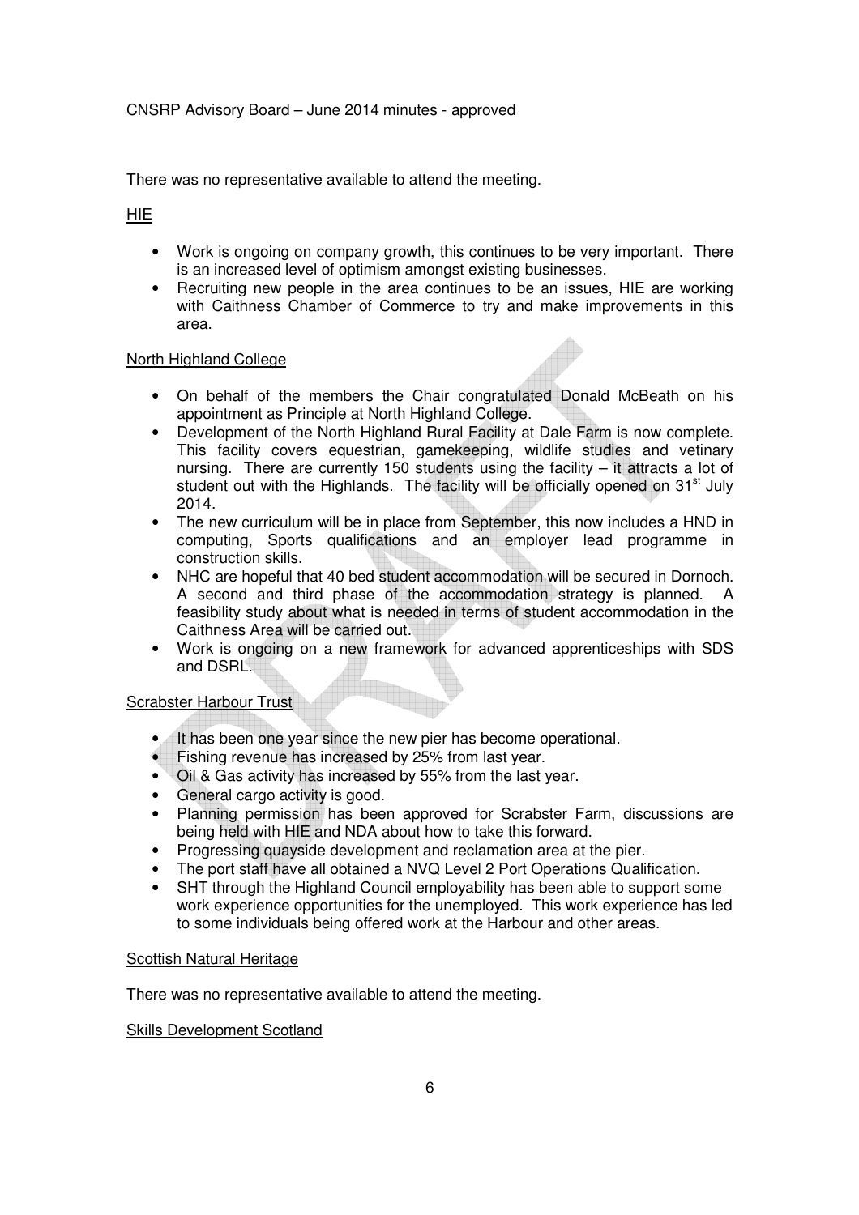There was no representative available to attend the meeting.

HIE

- Work is ongoing on company growth, this continues to be very important. There is an increased level of optimism amongst existing businesses.
- Recruiting new people in the area continues to be an issues, HIE are working with Caithness Chamber of Commerce to try and make improvements in this area.

North Highland College

- On behalf of the members the Chair congratulated Donald McBeath on his appointment as Principle at North Highland College.
- Development of the North Highland Rural Facility at Dale Farm is now complete. This facility covers equestrian, gamekeeping, wildlife studies and vetinary nursing. There are currently 150 students using the facility – it attracts a lot of student out with the Highlands. The facility will be officially opened on 31st July 2014.
- The new curriculum will be in place from September, this now includes a HND in computing, Sports qualifications and an employer lead programme in construction skills.
- NHC are hopeful that 40 bed student accommodation will be secured in Dornoch. A second and third phase of the accommodation strategy is planned. A feasibility study about what is needed in terms of student accommodation in the Caithness Area will be carried out.
- Work is ongoing on a new framework for advanced apprenticeships with SDS and DSRL.

Scrabster Harbour Trust

- It has been one year since the new pier has become operational.
- Fishing revenue has increased by 25% from last year.
- Oil & Gas activity has increased by 55% from the last year.
- General cargo activity is good.
- Planning permission has been approved for Scrabster Farm, discussions are being held with HIE and NDA about how to take this forward.
- Progressing quayside development and reclamation area at the pier.
- The port staff have all obtained a NVQ Level 2 Port Operations Qualification.
- SHT through the Highland Council employability has been able to support some work experience opportunities for the unemployed. This work experience has led to some individuals being offered work at the Harbour and other areas.

Scottish Natural Heritage

There was no representative available to attend the meeting.

Skills Development Scotland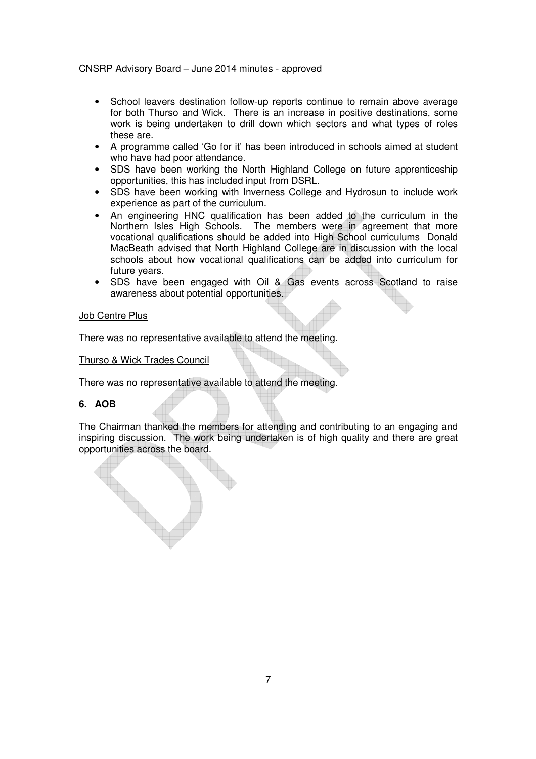- School leavers destination follow-up reports continue to remain above average for both Thurso and Wick. There is an increase in positive destinations, some work is being undertaken to drill down which sectors and what types of roles these are.
- A programme called 'Go for it' has been introduced in schools aimed at student who have had poor attendance.
- SDS have been working the North Highland College on future apprenticeship opportunities, this has included input from DSRL.
- SDS have been working with Inverness College and Hydrosun to include work experience as part of the curriculum.
- An engineering HNC qualification has been added to the curriculum in the Northern Isles High Schools. The members were in agreement that more vocational qualifications should be added into High School curriculums Donald MacBeath advised that North Highland College are in discussion with the local schools about how vocational qualifications can be added into curriculum for future years.
- SDS have been engaged with Oil & Gas events across Scotland to raise awareness about potential opportunities.

Job Centre Plus

There was no representative available to attend the meeting.

Thurso & Wick Trades Council

There was no representative available to attend the meeting.

## 6. AOB

The Chairman thanked the members for attending and contributing to an engaging and inspiring discussion. The work being undertaken is of high quality and there are great opportunities across the board.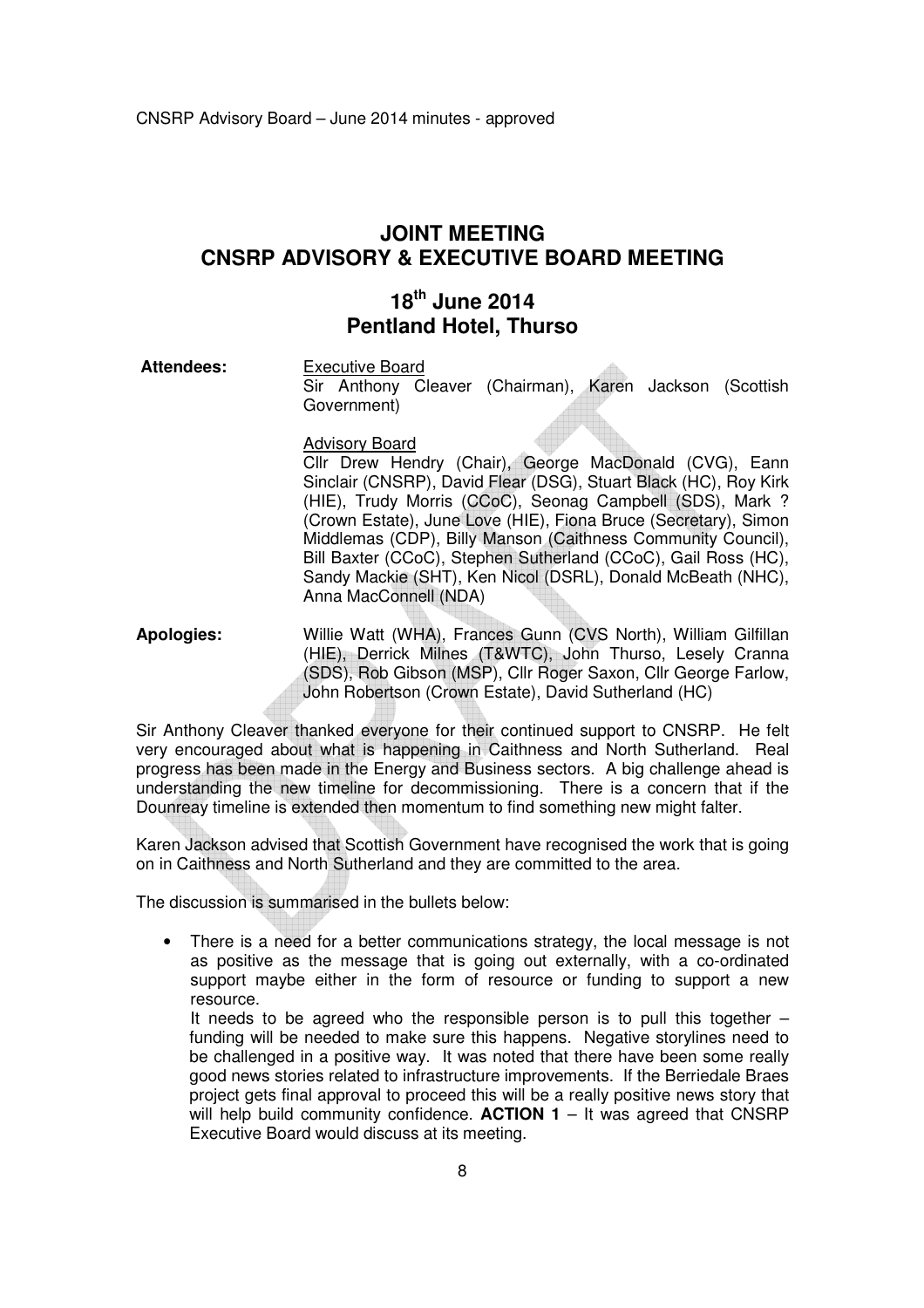CNSRP Advisory Board – June 2014 minutes - approved

# JOINT MEETING
# CNSRP ADVISORY & EXECUTIVE BOARD MEETING

## 18th June 2014
## Pentland Hotel, Thurso

**Attendees:**

Executive Board
Sir Anthony Cleaver (Chairman), Karen Jackson (Scottish Government)

Advisory Board
Cllr Drew Hendry (Chair), George MacDonald (CVG), Eann Sinclair (CNSRP), David Flear (DSG), Stuart Black (HC), Roy Kirk (HIE), Trudy Morris (CCoC), Seonag Campbell (SDS), Mark ? (Crown Estate), June Love (HIE), Fiona Bruce (Secretary), Simon Middlemas (CDP), Billy Manson (Caithness Community Council), Bill Baxter (CCoC), Stephen Sutherland (CCoC), Gail Ross (HC), Sandy Mackie (SHT), Ken Nicol (DSRL), Donald McBeath (NHC), Anna MacConnell (NDA)

**Apologies:** Willie Watt (WHA), Frances Gunn (CVS North), William Gilfillan (HIE), Derrick Milnes (T&WTC), John Thurso, Lesely Cranna (SDS), Rob Gibson (MSP), Cllr Roger Saxon, Cllr George Farlow, John Robertson (Crown Estate), David Sutherland (HC)

Sir Anthony Cleaver thanked everyone for their continued support to CNSRP. He felt very encouraged about what is happening in Caithness and North Sutherland. Real progress has been made in the Energy and Business sectors. A big challenge ahead is understanding the new timeline for decommissioning. There is a concern that if the Dounreay timeline is extended then momentum to find something new might falter.

Karen Jackson advised that Scottish Government have recognised the work that is going on in Caithness and North Sutherland and they are committed to the area.

The discussion is summarised in the bullets below:

- There is a need for a better communications strategy, the local message is not as positive as the message that is going out externally, with a co-ordinated support maybe either in the form of resource or funding to support a new resource.
  It needs to be agreed who the responsible person is to pull this together – funding will be needed to make sure this happens. Negative storylines need to be challenged in a positive way. It was noted that there have been some really good news stories related to infrastructure improvements. If the Berriedale Braes project gets final approval to proceed this will be a really positive news story that will help build community confidence. **ACTION 1** – It was agreed that CNSRP Executive Board would discuss at its meeting.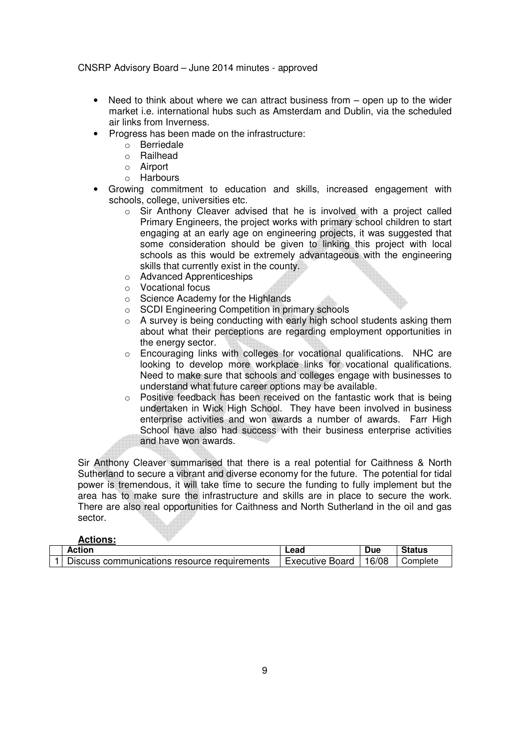- Need to think about where we can attract business from – open up to the wider market i.e. international hubs such as Amsterdam and Dublin, via the scheduled air links from Inverness.
- Progress has been made on the infrastructure:
  - Berriedale
  - Railhead
  - Airport
  - Harbours
- Growing commitment to education and skills, increased engagement with schools, college, universities etc.
  - Sir Anthony Cleaver advised that he is involved with a project called Primary Engineers, the project works with primary school children to start engaging at an early age on engineering projects, it was suggested that some consideration should be given to linking this project with local schools as this would be extremely advantageous with the engineering skills that currently exist in the county.
  - Advanced Apprenticeships
  - Vocational focus
  - Science Academy for the Highlands
  - SCDI Engineering Competition in primary schools
  - A survey is being conducting with early high school students asking them about what their perceptions are regarding employment opportunities in the energy sector.
  - Encouraging links with colleges for vocational qualifications. NHC are looking to develop more workplace links for vocational qualifications. Need to make sure that schools and colleges engage with businesses to understand what future career options may be available.
  - Positive feedback has been received on the fantastic work that is being undertaken in Wick High School. They have been involved in business enterprise activities and won awards a number of awards. Farr High School have also had success with their business enterprise activities and have won awards.

Sir Anthony Cleaver summarised that there is a real potential for Caithness & North Sutherland to secure a vibrant and diverse economy for the future. The potential for tidal power is tremendous, it will take time to secure the funding to fully implement but the area has to make sure the infrastructure and skills are in place to secure the work. There are also real opportunities for Caithness and North Sutherland in the oil and gas sector.

**Actions:**

| | Action | Lead | Due | Status |
|---|---|---|---|---|
| 1 | Discuss communications resource requirements | Executive Board | 16/08 | Complete |